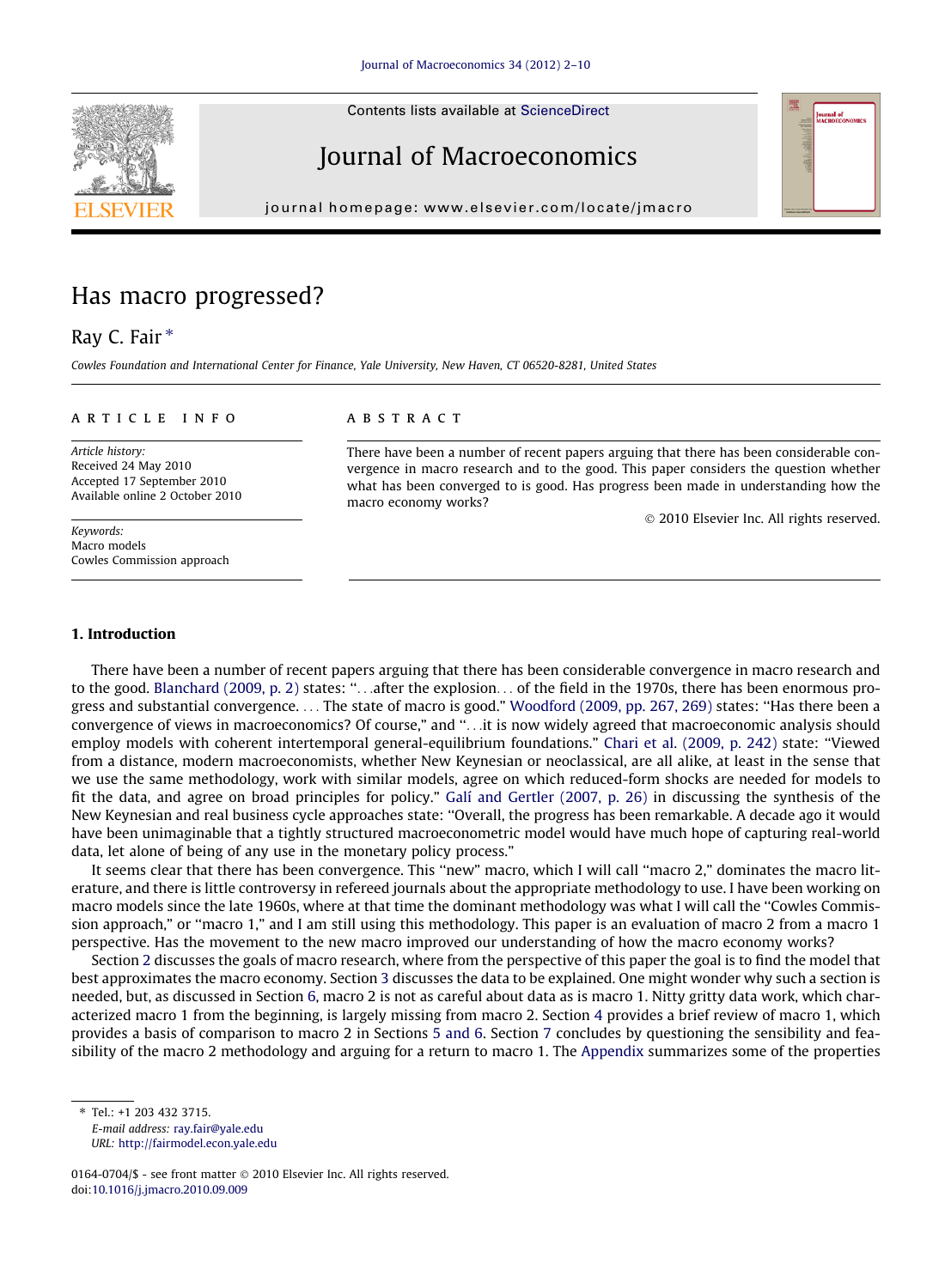# Has macro progressed?

Ray C. Fair *

*Cowles Foundation and International Center for Finance, Yale University, New Haven, CT 06520-8281, United States*

**ARTICLE INFO**

*Article history:*
Received 24 May 2010
Accepted 17 September 2010
Available online 2 October 2010

*Keywords:*
Macro models
Cowles Commission approach

**ABSTRACT**

There have been a number of recent papers arguing that there has been considerable convergence in macro research and to the good. This paper considers the question whether what has been converged to is good. Has progress been made in understanding how the macro economy works?

© 2010 Elsevier Inc. All rights reserved.

## 1. Introduction

There have been a number of recent papers arguing that there has been considerable convergence in macro research and to the good. Blanchard (2009, p. 2) states: "...after the explosion... of the field in the 1970s, there has been enormous progress and substantial convergence. ... The state of macro is good." Woodford (2009, pp. 267, 269) states: "Has there been a convergence of views in macroeconomics? Of course," and "...it is now widely agreed that macroeconomic analysis should employ models with coherent intertemporal general-equilibrium foundations." Chari et al. (2009, p. 242) state: "Viewed from a distance, modern macroeconomists, whether New Keynesian or neoclassical, are all alike, at least in the sense that we use the same methodology, work with similar models, agree on which reduced-form shocks are needed for models to fit the data, and agree on broad principles for policy." Galí and Gertler (2007, p. 26) in discussing the synthesis of the New Keynesian and real business cycle approaches state: "Overall, the progress has been remarkable. A decade ago it would have been unimaginable that a tightly structured macroeconometric model would have much hope of capturing real-world data, let alone of being of any use in the monetary policy process."

It seems clear that there has been convergence. This "new" macro, which I will call "macro 2," dominates the macro literature, and there is little controversy in refereed journals about the appropriate methodology to use. I have been working on macro models since the late 1960s, where at that time the dominant methodology was what I will call the "Cowles Commission approach," or "macro 1," and I am still using this methodology. This paper is an evaluation of macro 2 from a macro 1 perspective. Has the movement to the new macro improved our understanding of how the macro economy works?

Section 2 discusses the goals of macro research, where from the perspective of this paper the goal is to find the model that best approximates the macro economy. Section 3 discusses the data to be explained. One might wonder why such a section is needed, but, as discussed in Section 6, macro 2 is not as careful about data as is macro 1. Nitty gritty data work, which characterized macro 1 from the beginning, is largely missing from macro 2. Section 4 provides a brief review of macro 1, which provides a basis of comparison to macro 2 in Sections 5 and 6. Section 7 concludes by questioning the sensibility and feasibility of the macro 2 methodology and arguing for a return to macro 1. The Appendix summarizes some of the properties

---

* Tel.: +1 203 432 3715.
*E-mail address:* ray.fair@yale.edu
*URL:* http://fairmodel.econ.yale.edu

0164-0704/$ - see front matter © 2010 Elsevier Inc. All rights reserved.
doi:10.1016/j.jmacro.2010.09.009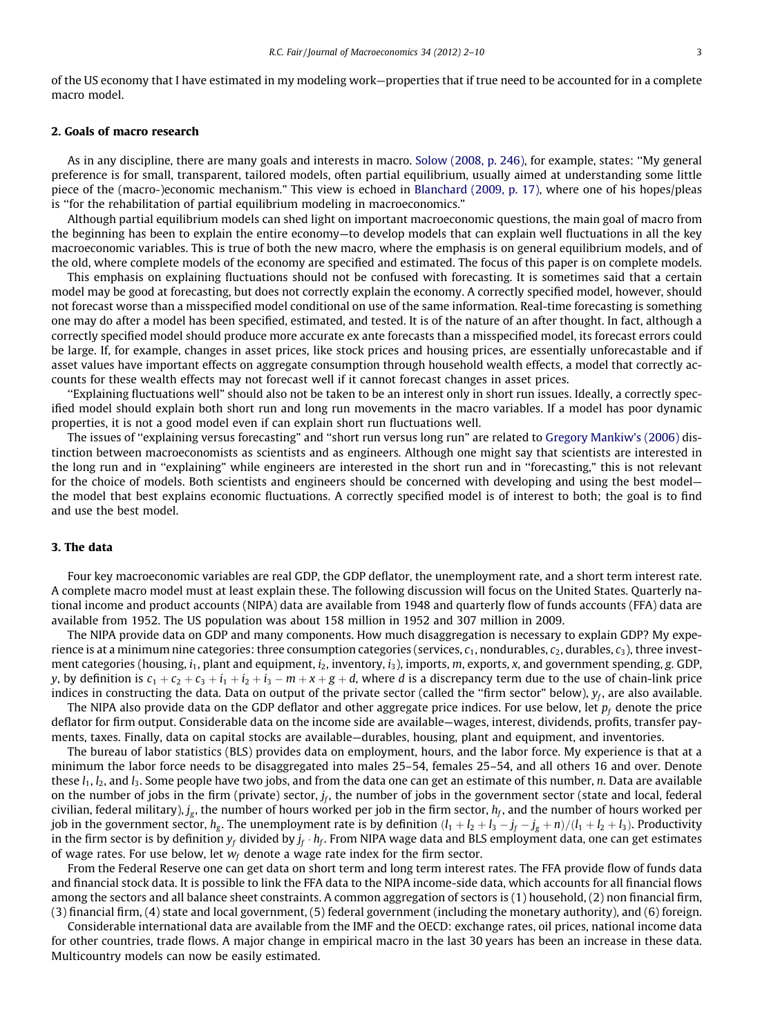of the US economy that I have estimated in my modeling work—properties that if true need to be accounted for in a complete macro model.

## 2. Goals of macro research

As in any discipline, there are many goals and interests in macro. Solow (2008, p. 246), for example, states: ‘‘My general preference is for small, transparent, tailored models, often partial equilibrium, usually aimed at understanding some little piece of the (macro-)economic mechanism.’’ This view is echoed in Blanchard (2009, p. 17), where one of his hopes/pleas is ‘‘for the rehabilitation of partial equilibrium modeling in macroeconomics.’’

Although partial equilibrium models can shed light on important macroeconomic questions, the main goal of macro from the beginning has been to explain the entire economy—to develop models that can explain well fluctuations in all the key macroeconomic variables. This is true of both the new macro, where the emphasis is on general equilibrium models, and of the old, where complete models of the economy are specified and estimated. The focus of this paper is on complete models.

This emphasis on explaining fluctuations should not be confused with forecasting. It is sometimes said that a certain model may be good at forecasting, but does not correctly explain the economy. A correctly specified model, however, should not forecast worse than a misspecified model conditional on use of the same information. Real-time forecasting is something one may do after a model has been specified, estimated, and tested. It is of the nature of an after thought. In fact, although a correctly specified model should produce more accurate ex ante forecasts than a misspecified model, its forecast errors could be large. If, for example, changes in asset prices, like stock prices and housing prices, are essentially unforecastable and if asset values have important effects on aggregate consumption through household wealth effects, a model that correctly accounts for these wealth effects may not forecast well if it cannot forecast changes in asset prices.

‘‘Explaining fluctuations well’’ should also not be taken to be an interest only in short run issues. Ideally, a correctly specified model should explain both short run and long run movements in the macro variables. If a model has poor dynamic properties, it is not a good model even if can explain short run fluctuations well.

The issues of ‘‘explaining versus forecasting’’ and ‘‘short run versus long run’’ are related to Gregory Mankiw’s (2006) distinction between macroeconomists as scientists and as engineers. Although one might say that scientists are interested in the long run and in ‘‘explaining’’ while engineers are interested in the short run and in ‘‘forecasting,’’ this is not relevant for the choice of models. Both scientists and engineers should be concerned with developing and using the best model—the model that best explains economic fluctuations. A correctly specified model is of interest to both; the goal is to find and use the best model.

## 3. The data

Four key macroeconomic variables are real GDP, the GDP deflator, the unemployment rate, and a short term interest rate. A complete macro model must at least explain these. The following discussion will focus on the United States. Quarterly national income and product accounts (NIPA) data are available from 1948 and quarterly flow of funds accounts (FFA) data are available from 1952. The US population was about 158 million in 1952 and 307 million in 2009.

The NIPA provide data on GDP and many components. How much disaggregation is necessary to explain GDP? My experience is at a minimum nine categories: three consumption categories (services, $c_1$, nondurables, $c_2$, durables, $c_3$), three investment categories (housing, $i_1$, plant and equipment, $i_2$, inventory, $i_3$), imports, $m$, exports, $x$, and government spending, $g$. GDP, $y$, by definition is $c_1 + c_2 + c_3 + i_1 + i_2 + i_3 - m + x + g + d$, where $d$ is a discrepancy term due to the use of chain-link price indices in constructing the data. Data on output of the private sector (called the ‘‘firm sector’’ below), $y_f$, are also available.

The NIPA also provide data on the GDP deflator and other aggregate price indices. For use below, let $p_f$ denote the price deflator for firm output. Considerable data on the income side are available—wages, interest, dividends, profits, transfer payments, taxes. Finally, data on capital stocks are available—durables, housing, plant and equipment, and inventories.

The bureau of labor statistics (BLS) provides data on employment, hours, and the labor force. My experience is that at a minimum the labor force needs to be disaggregated into males 25–54, females 25–54, and all others 16 and over. Denote these $l_1$, $l_2$, and $l_3$. Some people have two jobs, and from the data one can get an estimate of this number, $n$. Data are available on the number of jobs in the firm (private) sector, $j_f$, the number of jobs in the government sector (state and local, federal civilian, federal military), $j_g$, the number of hours worked per job in the firm sector, $h_f$, and the number of hours worked per job in the government sector, $h_g$. The unemployment rate is by definition $(l_1 + l_2 + l_3 - j_f - j_g + n)/(l_1 + l_2 + l_3)$. Productivity in the firm sector is by definition $y_f$ divided by $j_f \cdot h_f$. From NIPA wage data and BLS employment data, one can get estimates of wage rates. For use below, let $w_f$ denote a wage rate index for the firm sector.

From the Federal Reserve one can get data on short term and long term interest rates. The FFA provide flow of funds data and financial stock data. It is possible to link the FFA data to the NIPA income-side data, which accounts for all financial flows among the sectors and all balance sheet constraints. A common aggregation of sectors is (1) household, (2) non financial firm, (3) financial firm, (4) state and local government, (5) federal government (including the monetary authority), and (6) foreign.

Considerable international data are available from the IMF and the OECD: exchange rates, oil prices, national income data for other countries, trade flows. A major change in empirical macro in the last 30 years has been an increase in these data. Multicountry models can now be easily estimated.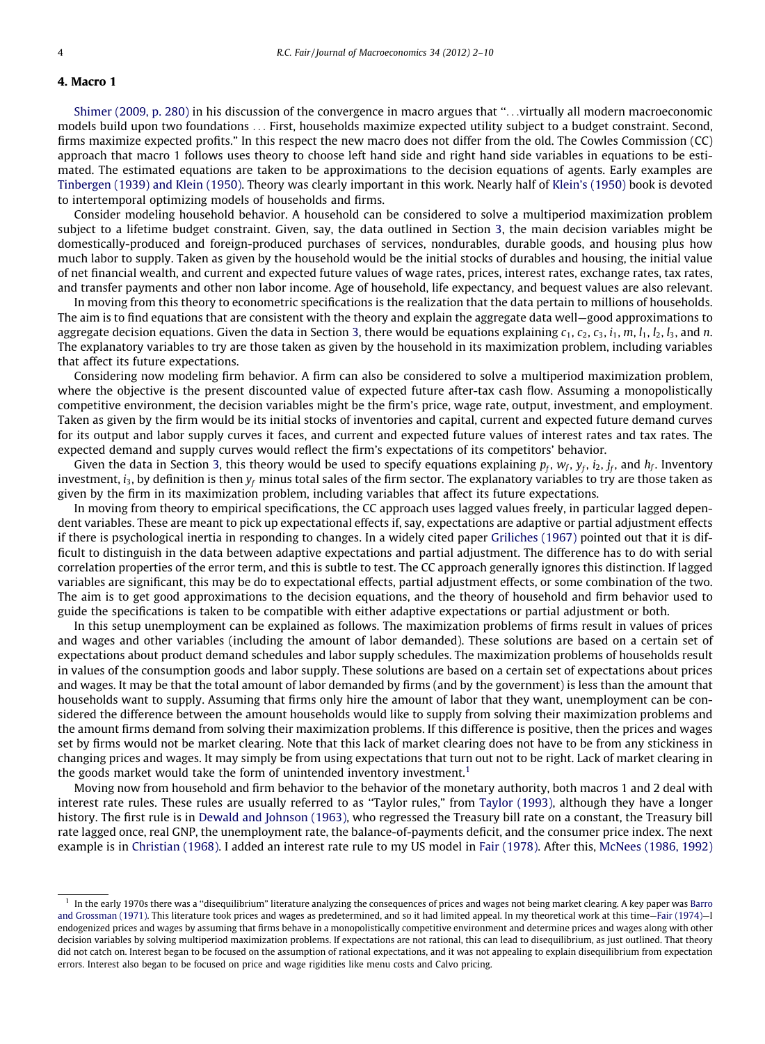## 4. Macro 1

Shimer (2009, p. 280) in his discussion of the convergence in macro argues that "...virtually all modern macroeconomic models build upon two foundations ... First, households maximize expected utility subject to a budget constraint. Second, firms maximize expected profits." In this respect the new macro does not differ from the old. The Cowles Commission (CC) approach that macro 1 follows uses theory to choose left hand side and right hand side variables in equations to be estimated. The estimated equations are taken to be approximations to the decision equations of agents. Early examples are Tinbergen (1939) and Klein (1950). Theory was clearly important in this work. Nearly half of Klein's (1950) book is devoted to intertemporal optimizing models of households and firms.

Consider modeling household behavior. A household can be considered to solve a multiperiod maximization problem subject to a lifetime budget constraint. Given, say, the data outlined in Section 3, the main decision variables might be domestically-produced and foreign-produced purchases of services, nondurables, durable goods, and housing plus how much labor to supply. Taken as given by the household would be the initial stocks of durables and housing, the initial value of net financial wealth, and current and expected future values of wage rates, prices, interest rates, exchange rates, tax rates, and transfer payments and other non labor income. Age of household, life expectancy, and bequest values are also relevant.

In moving from this theory to econometric specifications is the realization that the data pertain to millions of households. The aim is to find equations that are consistent with the theory and explain the aggregate data well—good approximations to aggregate decision equations. Given the data in Section 3, there would be equations explaining $c_1$, $c_2$, $c_3$, $i_1$, $m$, $l_1$, $l_2$, $l_3$, and $n$. The explanatory variables to try are those taken as given by the household in its maximization problem, including variables that affect its future expectations.

Considering now modeling firm behavior. A firm can also be considered to solve a multiperiod maximization problem, where the objective is the present discounted value of expected future after-tax cash flow. Assuming a monopolistically competitive environment, the decision variables might be the firm's price, wage rate, output, investment, and employment. Taken as given by the firm would be its initial stocks of inventories and capital, current and expected future demand curves for its output and labor supply curves it faces, and current and expected future values of interest rates and tax rates. The expected demand and supply curves would reflect the firm's expectations of its competitors' behavior.

Given the data in Section 3, this theory would be used to specify equations explaining $p_f$, $w_f$, $y_f$, $i_2$, $j_f$, and $h_f$. Inventory investment, $i_3$, by definition is then $y_f$ minus total sales of the firm sector. The explanatory variables to try are those taken as given by the firm in its maximization problem, including variables that affect its future expectations.

In moving from theory to empirical specifications, the CC approach uses lagged values freely, in particular lagged dependent variables. These are meant to pick up expectational effects if, say, expectations are adaptive or partial adjustment effects if there is psychological inertia in responding to changes. In a widely cited paper Griliches (1967) pointed out that it is difficult to distinguish in the data between adaptive expectations and partial adjustment. The difference has to do with serial correlation properties of the error term, and this is subtle to test. The CC approach generally ignores this distinction. If lagged variables are significant, this may be do to expectational effects, partial adjustment effects, or some combination of the two. The aim is to get good approximations to the decision equations, and the theory of household and firm behavior used to guide the specifications is taken to be compatible with either adaptive expectations or partial adjustment or both.

In this setup unemployment can be explained as follows. The maximization problems of firms result in values of prices and wages and other variables (including the amount of labor demanded). These solutions are based on a certain set of expectations about product demand schedules and labor supply schedules. The maximization problems of households result in values of the consumption goods and labor supply. These solutions are based on a certain set of expectations about prices and wages. It may be that the total amount of labor demanded by firms (and by the government) is less than the amount that households want to supply. Assuming that firms only hire the amount of labor that they want, unemployment can be considered the difference between the amount households would like to supply from solving their maximization problems and the amount firms demand from solving their maximization problems. If this difference is positive, then the prices and wages set by firms would not be market clearing. Note that this lack of market clearing does not have to be from any stickiness in changing prices and wages. It may simply be from using expectations that turn out not to be right. Lack of market clearing in the goods market would take the form of unintended inventory investment.[1]

Moving now from household and firm behavior to the behavior of the monetary authority, both macros 1 and 2 deal with interest rate rules. These rules are usually referred to as "Taylor rules," from Taylor (1993), although they have a longer history. The first rule is in Dewald and Johnson (1963), who regressed the Treasury bill rate on a constant, the Treasury bill rate lagged once, real GNP, the unemployment rate, the balance-of-payments deficit, and the consumer price index. The next example is in Christian (1968). I added an interest rate rule to my US model in Fair (1978). After this, McNees (1986, 1992)

---

[1] In the early 1970s there was a "disequilibrium" literature analyzing the consequences of prices and wages not being market clearing. A key paper was Barro and Grossman (1971). This literature took prices and wages as predetermined, and so it had limited appeal. In my theoretical work at this time—Fair (1974)—I endogenized prices and wages by assuming that firms behave in a monopolistically competitive environment and determine prices and wages along with other decision variables by solving multiperiod maximization problems. If expectations are not rational, this can lead to disequilibrium, as just outlined. That theory did not catch on. Interest began to be focused on the assumption of rational expectations, and it was not appealing to explain disequilibrium from expectation errors. Interest also began to be focused on price and wage rigidities like menu costs and Calvo pricing.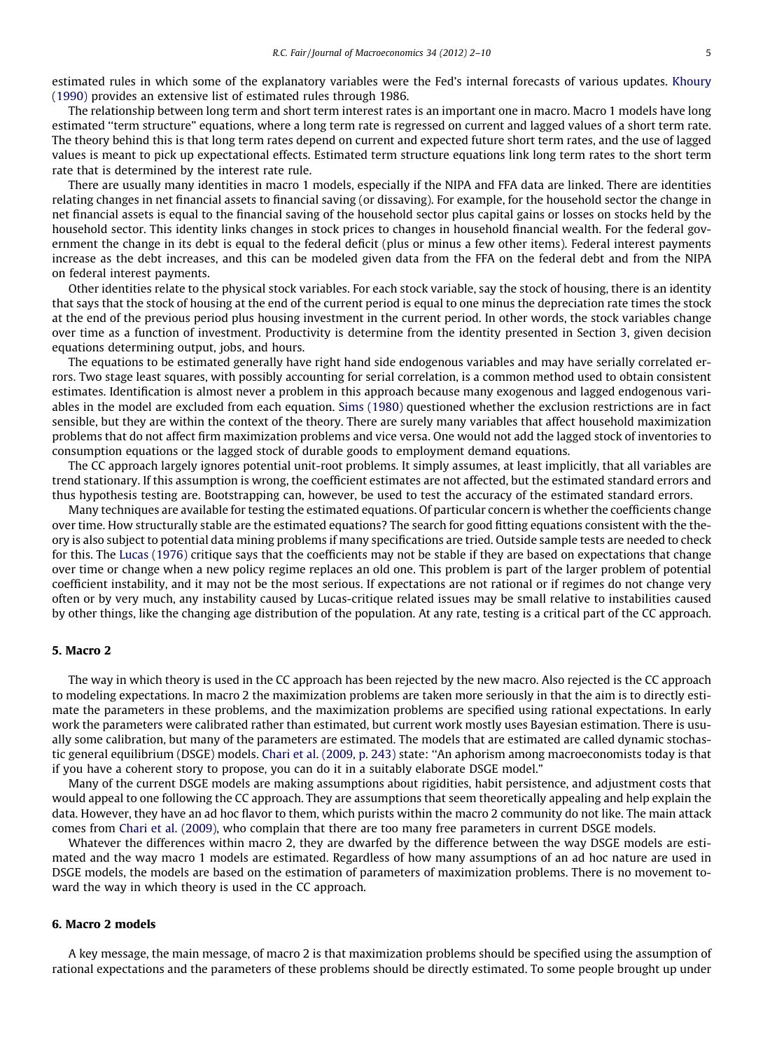estimated rules in which some of the explanatory variables were the Fed's internal forecasts of various updates. Khoury (1990) provides an extensive list of estimated rules through 1986.

The relationship between long term and short term interest rates is an important one in macro. Macro 1 models have long estimated ''term structure'' equations, where a long term rate is regressed on current and lagged values of a short term rate. The theory behind this is that long term rates depend on current and expected future short term rates, and the use of lagged values is meant to pick up expectational effects. Estimated term structure equations link long term rates to the short term rate that is determined by the interest rate rule.

There are usually many identities in macro 1 models, especially if the NIPA and FFA data are linked. There are identities relating changes in net financial assets to financial saving (or dissaving). For example, for the household sector the change in net financial assets is equal to the financial saving of the household sector plus capital gains or losses on stocks held by the household sector. This identity links changes in stock prices to changes in household financial wealth. For the federal government the change in its debt is equal to the federal deficit (plus or minus a few other items). Federal interest payments increase as the debt increases, and this can be modeled given data from the FFA on the federal debt and from the NIPA on federal interest payments.

Other identities relate to the physical stock variables. For each stock variable, say the stock of housing, there is an identity that says that the stock of housing at the end of the current period is equal to one minus the depreciation rate times the stock at the end of the previous period plus housing investment in the current period. In other words, the stock variables change over time as a function of investment. Productivity is determine from the identity presented in Section 3, given decision equations determining output, jobs, and hours.

The equations to be estimated generally have right hand side endogenous variables and may have serially correlated errors. Two stage least squares, with possibly accounting for serial correlation, is a common method used to obtain consistent estimates. Identification is almost never a problem in this approach because many exogenous and lagged endogenous variables in the model are excluded from each equation. Sims (1980) questioned whether the exclusion restrictions are in fact sensible, but they are within the context of the theory. There are surely many variables that affect household maximization problems that do not affect firm maximization problems and vice versa. One would not add the lagged stock of inventories to consumption equations or the lagged stock of durable goods to employment demand equations.

The CC approach largely ignores potential unit-root problems. It simply assumes, at least implicitly, that all variables are trend stationary. If this assumption is wrong, the coefficient estimates are not affected, but the estimated standard errors and thus hypothesis testing are. Bootstrapping can, however, be used to test the accuracy of the estimated standard errors.

Many techniques are available for testing the estimated equations. Of particular concern is whether the coefficients change over time. How structurally stable are the estimated equations? The search for good fitting equations consistent with the theory is also subject to potential data mining problems if many specifications are tried. Outside sample tests are needed to check for this. The Lucas (1976) critique says that the coefficients may not be stable if they are based on expectations that change over time or change when a new policy regime replaces an old one. This problem is part of the larger problem of potential coefficient instability, and it may not be the most serious. If expectations are not rational or if regimes do not change very often or by very much, any instability caused by Lucas-critique related issues may be small relative to instabilities caused by other things, like the changing age distribution of the population. At any rate, testing is a critical part of the CC approach.

## 5. Macro 2

The way in which theory is used in the CC approach has been rejected by the new macro. Also rejected is the CC approach to modeling expectations. In macro 2 the maximization problems are taken more seriously in that the aim is to directly estimate the parameters in these problems, and the maximization problems are specified using rational expectations. In early work the parameters were calibrated rather than estimated, but current work mostly uses Bayesian estimation. There is usually some calibration, but many of the parameters are estimated. The models that are estimated are called dynamic stochastic general equilibrium (DSGE) models. Chari et al. (2009, p. 243) state: ''An aphorism among macroeconomists today is that if you have a coherent story to propose, you can do it in a suitably elaborate DSGE model.''

Many of the current DSGE models are making assumptions about rigidities, habit persistence, and adjustment costs that would appeal to one following the CC approach. They are assumptions that seem theoretically appealing and help explain the data. However, they have an ad hoc flavor to them, which purists within the macro 2 community do not like. The main attack comes from Chari et al. (2009), who complain that there are too many free parameters in current DSGE models.

Whatever the differences within macro 2, they are dwarfed by the difference between the way DSGE models are estimated and the way macro 1 models are estimated. Regardless of how many assumptions of an ad hoc nature are used in DSGE models, the models are based on the estimation of parameters of maximization problems. There is no movement toward the way in which theory is used in the CC approach.

## 6. Macro 2 models

A key message, the main message, of macro 2 is that maximization problems should be specified using the assumption of rational expectations and the parameters of these problems should be directly estimated. To some people brought up under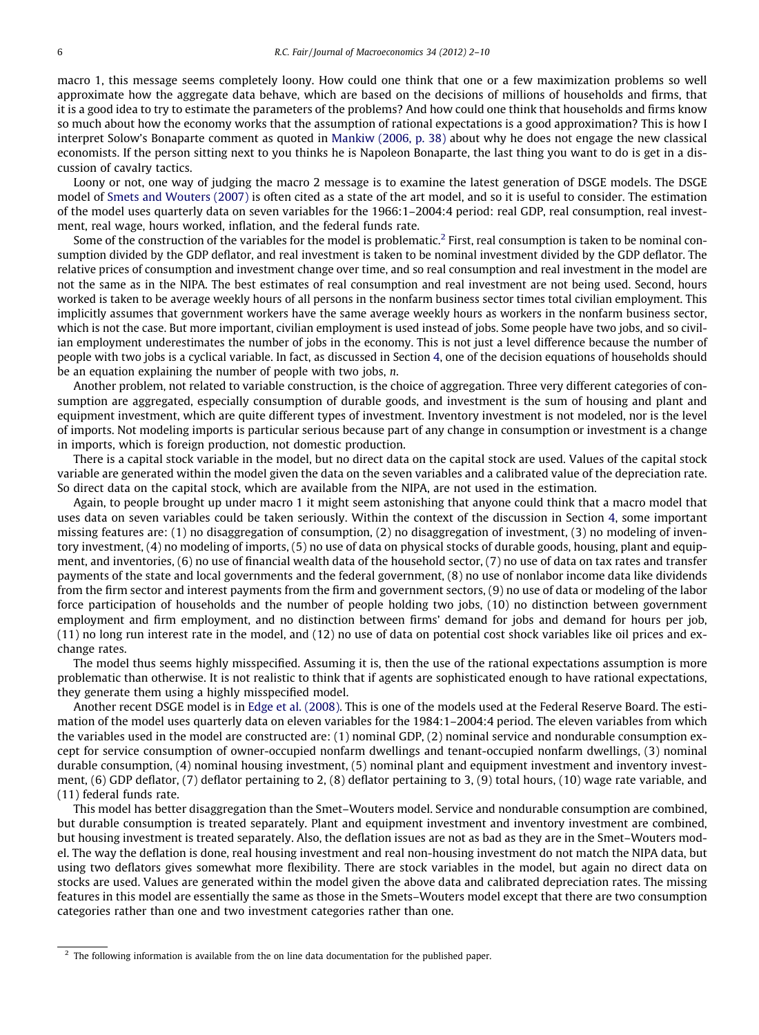macro 1, this message seems completely loony. How could one think that one or a few maximization problems so well approximate how the aggregate data behave, which are based on the decisions of millions of households and firms, that it is a good idea to try to estimate the parameters of the problems? And how could one think that households and firms know so much about how the economy works that the assumption of rational expectations is a good approximation? This is how I interpret Solow's Bonaparte comment as quoted in Mankiw (2006, p. 38) about why he does not engage the new classical economists. If the person sitting next to you thinks he is Napoleon Bonaparte, the last thing you want to do is get in a discussion of cavalry tactics.

Loony or not, one way of judging the macro 2 message is to examine the latest generation of DSGE models. The DSGE model of Smets and Wouters (2007) is often cited as a state of the art model, and so it is useful to consider. The estimation of the model uses quarterly data on seven variables for the 1966:1–2004:4 period: real GDP, real consumption, real investment, real wage, hours worked, inflation, and the federal funds rate.

Some of the construction of the variables for the model is problematic.[2] First, real consumption is taken to be nominal consumption divided by the GDP deflator, and real investment is taken to be nominal investment divided by the GDP deflator. The relative prices of consumption and investment change over time, and so real consumption and real investment in the model are not the same as in the NIPA. The best estimates of real consumption and real investment are not being used. Second, hours worked is taken to be average weekly hours of all persons in the nonfarm business sector times total civilian employment. This implicitly assumes that government workers have the same average weekly hours as workers in the nonfarm business sector, which is not the case. But more important, civilian employment is used instead of jobs. Some people have two jobs, and so civilian employment underestimates the number of jobs in the economy. This is not just a level difference because the number of people with two jobs is a cyclical variable. In fact, as discussed in Section 4, one of the decision equations of households should be an equation explaining the number of people with two jobs, $n$.

Another problem, not related to variable construction, is the choice of aggregation. Three very different categories of consumption are aggregated, especially consumption of durable goods, and investment is the sum of housing and plant and equipment investment, which are quite different types of investment. Inventory investment is not modeled, nor is the level of imports. Not modeling imports is particular serious because part of any change in consumption or investment is a change in imports, which is foreign production, not domestic production.

There is a capital stock variable in the model, but no direct data on the capital stock are used. Values of the capital stock variable are generated within the model given the data on the seven variables and a calibrated value of the depreciation rate. So direct data on the capital stock, which are available from the NIPA, are not used in the estimation.

Again, to people brought up under macro 1 it might seem astonishing that anyone could think that a macro model that uses data on seven variables could be taken seriously. Within the context of the discussion in Section 4, some important missing features are: (1) no disaggregation of consumption, (2) no disaggregation of investment, (3) no modeling of inventory investment, (4) no modeling of imports, (5) no use of data on physical stocks of durable goods, housing, plant and equipment, and inventories, (6) no use of financial wealth data of the household sector, (7) no use of data on tax rates and transfer payments of the state and local governments and the federal government, (8) no use of nonlabor income data like dividends from the firm sector and interest payments from the firm and government sectors, (9) no use of data or modeling of the labor force participation of households and the number of people holding two jobs, (10) no distinction between government employment and firm employment, and no distinction between firms' demand for jobs and demand for hours per job, (11) no long run interest rate in the model, and (12) no use of data on potential cost shock variables like oil prices and exchange rates.

The model thus seems highly misspecified. Assuming it is, then the use of the rational expectations assumption is more problematic than otherwise. It is not realistic to think that if agents are sophisticated enough to have rational expectations, they generate them using a highly misspecified model.

Another recent DSGE model is in Edge et al. (2008). This is one of the models used at the Federal Reserve Board. The estimation of the model uses quarterly data on eleven variables for the 1984:1–2004:4 period. The eleven variables from which the variables used in the model are constructed are: (1) nominal GDP, (2) nominal service and nondurable consumption except for service consumption of owner-occupied nonfarm dwellings and tenant-occupied nonfarm dwellings, (3) nominal durable consumption, (4) nominal housing investment, (5) nominal plant and equipment investment and inventory investment, (6) GDP deflator, (7) deflator pertaining to 2, (8) deflator pertaining to 3, (9) total hours, (10) wage rate variable, and (11) federal funds rate.

This model has better disaggregation than the Smet–Wouters model. Service and nondurable consumption are combined, but durable consumption is treated separately. Plant and equipment investment and inventory investment are combined, but housing investment is treated separately. Also, the deflation issues are not as bad as they are in the Smet–Wouters model. The way the deflation is done, real housing investment and real non-housing investment do not match the NIPA data, but using two deflators gives somewhat more flexibility. There are stock variables in the model, but again no direct data on stocks are used. Values are generated within the model given the above data and calibrated depreciation rates. The missing features in this model are essentially the same as those in the Smets–Wouters model except that there are two consumption categories rather than one and two investment categories rather than one.

---

[2] The following information is available from the on line data documentation for the published paper.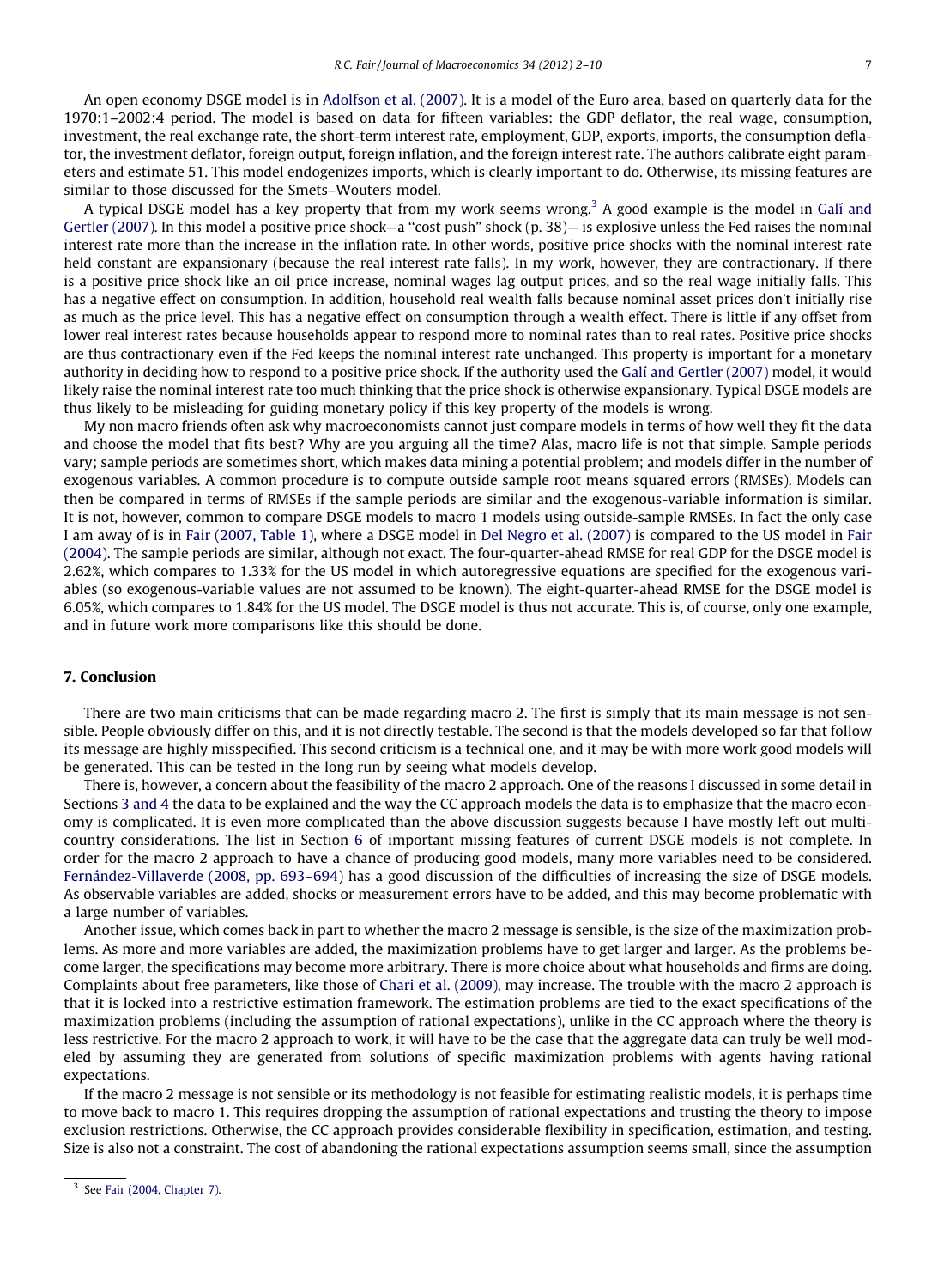An open economy DSGE model is in Adolfson et al. (2007). It is a model of the Euro area, based on quarterly data for the 1970:1–2002:4 period. The model is based on data for fifteen variables: the GDP deflator, the real wage, consumption, investment, the real exchange rate, the short-term interest rate, employment, GDP, exports, imports, the consumption deflator, the investment deflator, foreign output, foreign inflation, and the foreign interest rate. The authors calibrate eight parameters and estimate 51. This model endogenizes imports, which is clearly important to do. Otherwise, its missing features are similar to those discussed for the Smets–Wouters model.

A typical DSGE model has a key property that from my work seems wrong.[3] A good example is the model in Galí and Gertler (2007). In this model a positive price shock—a "cost push" shock (p. 38)— is explosive unless the Fed raises the nominal interest rate more than the increase in the inflation rate. In other words, positive price shocks with the nominal interest rate held constant are expansionary (because the real interest rate falls). In my work, however, they are contractionary. If there is a positive price shock like an oil price increase, nominal wages lag output prices, and so the real wage initially falls. This has a negative effect on consumption. In addition, household real wealth falls because nominal asset prices don't initially rise as much as the price level. This has a negative effect on consumption through a wealth effect. There is little if any offset from lower real interest rates because households appear to respond more to nominal rates than to real rates. Positive price shocks are thus contractionary even if the Fed keeps the nominal interest rate unchanged. This property is important for a monetary authority in deciding how to respond to a positive price shock. If the authority used the Galí and Gertler (2007) model, it would likely raise the nominal interest rate too much thinking that the price shock is otherwise expansionary. Typical DSGE models are thus likely to be misleading for guiding monetary policy if this key property of the models is wrong.

My non macro friends often ask why macroeconomists cannot just compare models in terms of how well they fit the data and choose the model that fits best? Why are you arguing all the time? Alas, macro life is not that simple. Sample periods vary; sample periods are sometimes short, which makes data mining a potential problem; and models differ in the number of exogenous variables. A common procedure is to compute outside sample root means squared errors (RMSEs). Models can then be compared in terms of RMSEs if the sample periods are similar and the exogenous-variable information is similar. It is not, however, common to compare DSGE models to macro 1 models using outside-sample RMSEs. In fact the only case I am away of is in Fair (2007, Table 1), where a DSGE model in Del Negro et al. (2007) is compared to the US model in Fair (2004). The sample periods are similar, although not exact. The four-quarter-ahead RMSE for real GDP for the DSGE model is 2.62%, which compares to 1.33% for the US model in which autoregressive equations are specified for the exogenous variables (so exogenous-variable values are not assumed to be known). The eight-quarter-ahead RMSE for the DSGE model is 6.05%, which compares to 1.84% for the US model. The DSGE model is thus not accurate. This is, of course, only one example, and in future work more comparisons like this should be done.

## 7. Conclusion

There are two main criticisms that can be made regarding macro 2. The first is simply that its main message is not sensible. People obviously differ on this, and it is not directly testable. The second is that the models developed so far that follow its message are highly misspecified. This second criticism is a technical one, and it may be with more work good models will be generated. This can be tested in the long run by seeing what models develop.

There is, however, a concern about the feasibility of the macro 2 approach. One of the reasons I discussed in some detail in Sections 3 and 4 the data to be explained and the way the CC approach models the data is to emphasize that the macro economy is complicated. It is even more complicated than the above discussion suggests because I have mostly left out multicountry considerations. The list in Section 6 of important missing features of current DSGE models is not complete. In order for the macro 2 approach to have a chance of producing good models, many more variables need to be considered. Fernández-Villaverde (2008, pp. 693–694) has a good discussion of the difficulties of increasing the size of DSGE models. As observable variables are added, shocks or measurement errors have to be added, and this may become problematic with a large number of variables.

Another issue, which comes back in part to whether the macro 2 message is sensible, is the size of the maximization problems. As more and more variables are added, the maximization problems have to get larger and larger. As the problems become larger, the specifications may become more arbitrary. There is more choice about what households and firms are doing. Complaints about free parameters, like those of Chari et al. (2009), may increase. The trouble with the macro 2 approach is that it is locked into a restrictive estimation framework. The estimation problems are tied to the exact specifications of the maximization problems (including the assumption of rational expectations), unlike in the CC approach where the theory is less restrictive. For the macro 2 approach to work, it will have to be the case that the aggregate data can truly be well modeled by assuming they are generated from solutions of specific maximization problems with agents having rational expectations.

If the macro 2 message is not sensible or its methodology is not feasible for estimating realistic models, it is perhaps time to move back to macro 1. This requires dropping the assumption of rational expectations and trusting the theory to impose exclusion restrictions. Otherwise, the CC approach provides considerable flexibility in specification, estimation, and testing. Size is also not a constraint. The cost of abandoning the rational expectations assumption seems small, since the assumption

[3] See Fair (2004, Chapter 7).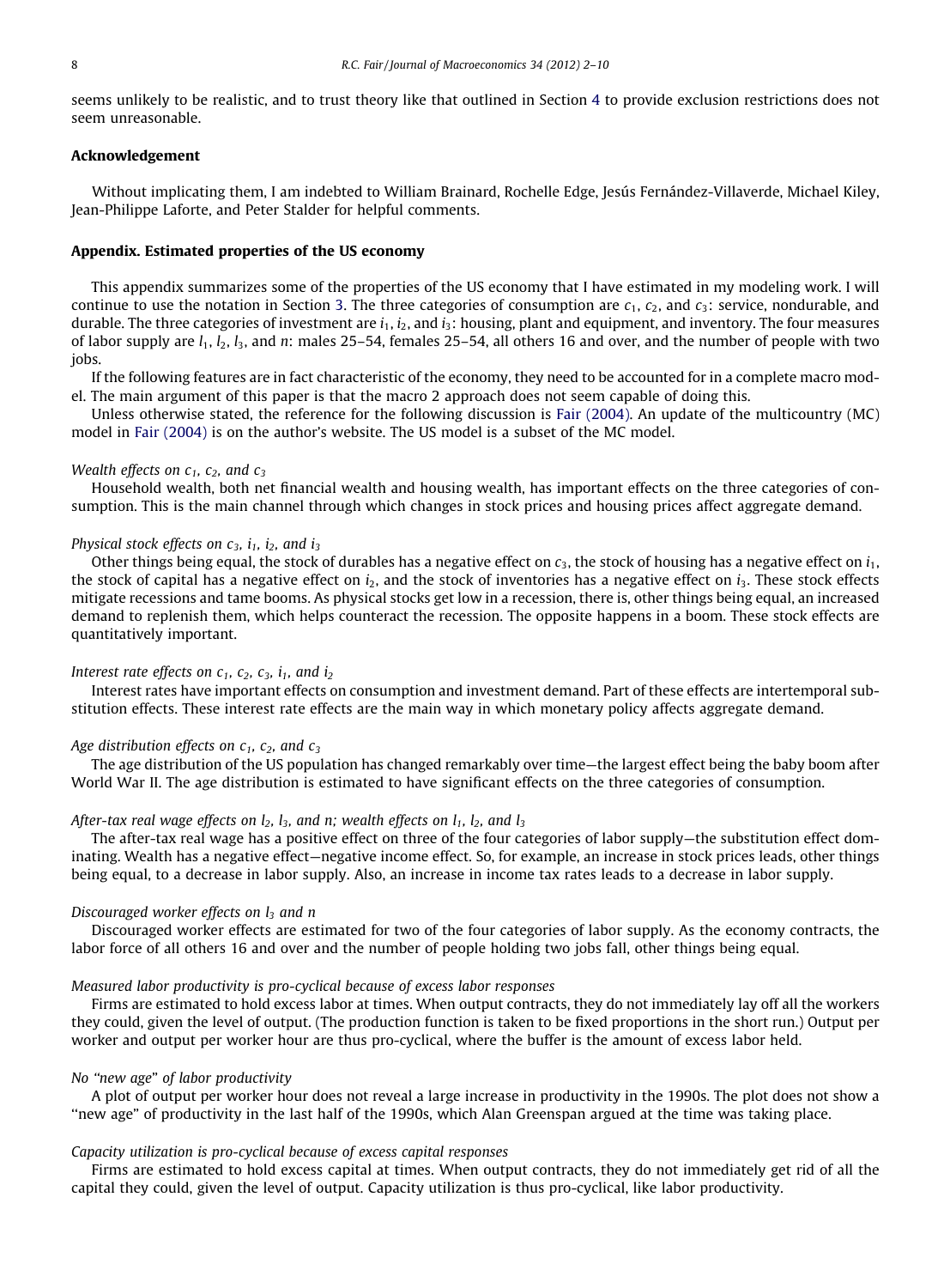seems unlikely to be realistic, and to trust theory like that outlined in Section 4 to provide exclusion restrictions does not seem unreasonable.

## Acknowledgement

Without implicating them, I am indebted to William Brainard, Rochelle Edge, Jesús Fernández-Villaverde, Michael Kiley, Jean-Philippe Laforte, and Peter Stalder for helpful comments.

## Appendix. Estimated properties of the US economy

This appendix summarizes some of the properties of the US economy that I have estimated in my modeling work. I will continue to use the notation in Section 3. The three categories of consumption are $c_1$, $c_2$, and $c_3$: service, nondurable, and durable. The three categories of investment are $i_1$, $i_2$, and $i_3$: housing, plant and equipment, and inventory. The four measures of labor supply are $l_1$, $l_2$, $l_3$, and $n$: males 25–54, females 25–54, all others 16 and over, and the number of people with two jobs.

If the following features are in fact characteristic of the economy, they need to be accounted for in a complete macro model. The main argument of this paper is that the macro 2 approach does not seem capable of doing this.

Unless otherwise stated, the reference for the following discussion is Fair (2004). An update of the multicountry (MC) model in Fair (2004) is on the author's website. The US model is a subset of the MC model.

*Wealth effects on $c_1$, $c_2$, and $c_3$*

Household wealth, both net financial wealth and housing wealth, has important effects on the three categories of consumption. This is the main channel through which changes in stock prices and housing prices affect aggregate demand.

*Physical stock effects on $c_3$, $i_1$, $i_2$, and $i_3$*

Other things being equal, the stock of durables has a negative effect on $c_3$, the stock of housing has a negative effect on $i_1$, the stock of capital has a negative effect on $i_2$, and the stock of inventories has a negative effect on $i_3$. These stock effects mitigate recessions and tame booms. As physical stocks get low in a recession, there is, other things being equal, an increased demand to replenish them, which helps counteract the recession. The opposite happens in a boom. These stock effects are quantitatively important.

*Interest rate effects on $c_1$, $c_2$, $c_3$, $i_1$, and $i_2$*

Interest rates have important effects on consumption and investment demand. Part of these effects are intertemporal substitution effects. These interest rate effects are the main way in which monetary policy affects aggregate demand.

*Age distribution effects on $c_1$, $c_2$, and $c_3$*

The age distribution of the US population has changed remarkably over time—the largest effect being the baby boom after World War II. The age distribution is estimated to have significant effects on the three categories of consumption.

*After-tax real wage effects on $l_2$, $l_3$, and $n$; wealth effects on $l_1$, $l_2$, and $l_3$*

The after-tax real wage has a positive effect on three of the four categories of labor supply—the substitution effect dominating. Wealth has a negative effect—negative income effect. So, for example, an increase in stock prices leads, other things being equal, to a decrease in labor supply. Also, an increase in income tax rates leads to a decrease in labor supply.

*Discouraged worker effects on $l_3$ and $n$*

Discouraged worker effects are estimated for two of the four categories of labor supply. As the economy contracts, the labor force of all others 16 and over and the number of people holding two jobs fall, other things being equal.

*Measured labor productivity is pro-cyclical because of excess labor responses*

Firms are estimated to hold excess labor at times. When output contracts, they do not immediately lay off all the workers they could, given the level of output. (The production function is taken to be fixed proportions in the short run.) Output per worker and output per worker hour are thus pro-cyclical, where the buffer is the amount of excess labor held.

*No "new age" of labor productivity*

A plot of output per worker hour does not reveal a large increase in productivity in the 1990s. The plot does not show a "new age" of productivity in the last half of the 1990s, which Alan Greenspan argued at the time was taking place.

*Capacity utilization is pro-cyclical because of excess capital responses*

Firms are estimated to hold excess capital at times. When output contracts, they do not immediately get rid of all the capital they could, given the level of output. Capacity utilization is thus pro-cyclical, like labor productivity.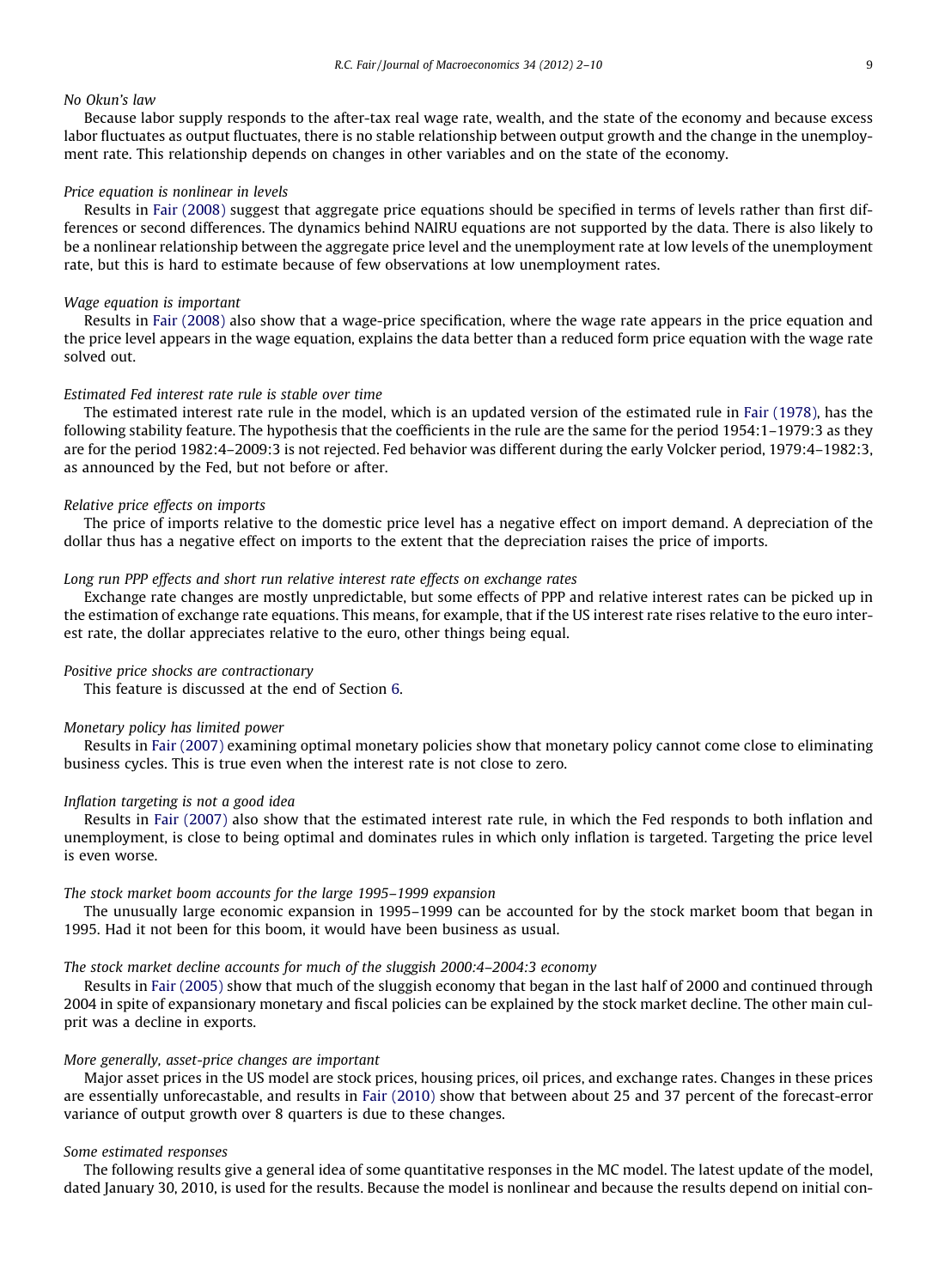*No Okun's law*

Because labor supply responds to the after-tax real wage rate, wealth, and the state of the economy and because excess labor fluctuates as output fluctuates, there is no stable relationship between output growth and the change in the unemployment rate. This relationship depends on changes in other variables and on the state of the economy.

*Price equation is nonlinear in levels*

Results in Fair (2008) suggest that aggregate price equations should be specified in terms of levels rather than first differences or second differences. The dynamics behind NAIRU equations are not supported by the data. There is also likely to be a nonlinear relationship between the aggregate price level and the unemployment rate at low levels of the unemployment rate, but this is hard to estimate because of few observations at low unemployment rates.

*Wage equation is important*

Results in Fair (2008) also show that a wage-price specification, where the wage rate appears in the price equation and the price level appears in the wage equation, explains the data better than a reduced form price equation with the wage rate solved out.

*Estimated Fed interest rate rule is stable over time*

The estimated interest rate rule in the model, which is an updated version of the estimated rule in Fair (1978), has the following stability feature. The hypothesis that the coefficients in the rule are the same for the period 1954:1–1979:3 as they are for the period 1982:4–2009:3 is not rejected. Fed behavior was different during the early Volcker period, 1979:4–1982:3, as announced by the Fed, but not before or after.

*Relative price effects on imports*

The price of imports relative to the domestic price level has a negative effect on import demand. A depreciation of the dollar thus has a negative effect on imports to the extent that the depreciation raises the price of imports.

*Long run PPP effects and short run relative interest rate effects on exchange rates*

Exchange rate changes are mostly unpredictable, but some effects of PPP and relative interest rates can be picked up in the estimation of exchange rate equations. This means, for example, that if the US interest rate rises relative to the euro interest rate, the dollar appreciates relative to the euro, other things being equal.

*Positive price shocks are contractionary*

This feature is discussed at the end of Section 6.

*Monetary policy has limited power*

Results in Fair (2007) examining optimal monetary policies show that monetary policy cannot come close to eliminating business cycles. This is true even when the interest rate is not close to zero.

*Inflation targeting is not a good idea*

Results in Fair (2007) also show that the estimated interest rate rule, in which the Fed responds to both inflation and unemployment, is close to being optimal and dominates rules in which only inflation is targeted. Targeting the price level is even worse.

*The stock market boom accounts for the large 1995–1999 expansion*

The unusually large economic expansion in 1995–1999 can be accounted for by the stock market boom that began in 1995. Had it not been for this boom, it would have been business as usual.

*The stock market decline accounts for much of the sluggish 2000:4–2004:3 economy*

Results in Fair (2005) show that much of the sluggish economy that began in the last half of 2000 and continued through 2004 in spite of expansionary monetary and fiscal policies can be explained by the stock market decline. The other main culprit was a decline in exports.

*More generally, asset-price changes are important*

Major asset prices in the US model are stock prices, housing prices, oil prices, and exchange rates. Changes in these prices are essentially unforecastable, and results in Fair (2010) show that between about 25 and 37 percent of the forecast-error variance of output growth over 8 quarters is due to these changes.

*Some estimated responses*

The following results give a general idea of some quantitative responses in the MC model. The latest update of the model, dated January 30, 2010, is used for the results. Because the model is nonlinear and because the results depend on initial con-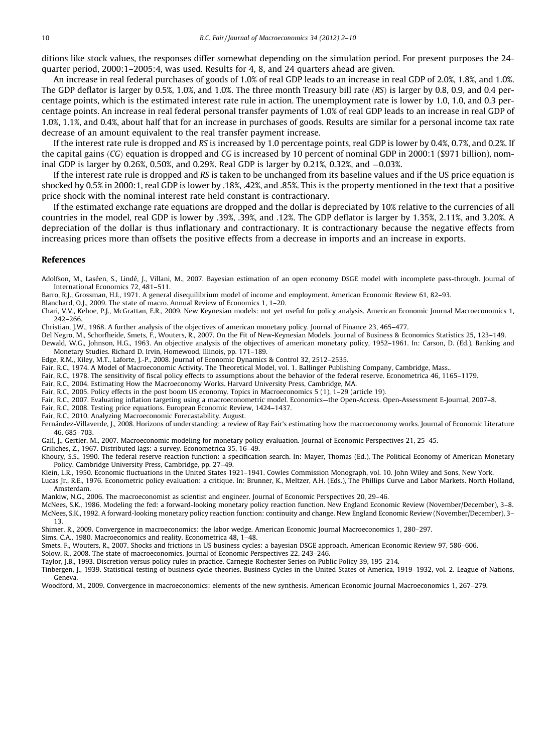ditions like stock values, the responses differ somewhat depending on the simulation period. For present purposes the 24-quarter period, 2000:1–2005:4, was used. Results for 4, 8, and 24 quarters ahead are given.

An increase in real federal purchases of goods of 1.0% of real GDP leads to an increase in real GDP of 2.0%, 1.8%, and 1.0%. The GDP deflator is larger by 0.5%, 1.0%, and 1.0%. The three month Treasury bill rate (*RS*) is larger by 0.8, 0.9, and 0.4 percentage points, which is the estimated interest rate rule in action. The unemployment rate is lower by 1.0, 1.0, and 0.3 percentage points. An increase in real federal personal transfer payments of 1.0% of real GDP leads to an increase in real GDP of 1.0%, 1.1%, and 0.4%, about half that for an increase in purchases of goods. Results are similar for a personal income tax rate decrease of an amount equivalent to the real transfer payment increase.

If the interest rate rule is dropped and *RS* is increased by 1.0 percentage points, real GDP is lower by 0.4%, 0.7%, and 0.2%. If the capital gains (*CG*) equation is dropped and *CG* is increased by 10 percent of nominal GDP in 2000:1 ($971 billion), nominal GDP is larger by 0.26%, 0.50%, and 0.29%. Real GDP is larger by 0.21%, 0.32%, and −0.03%.

If the interest rate rule is dropped and *RS* is taken to be unchanged from its baseline values and if the US price equation is shocked by 0.5% in 2000:1, real GDP is lower by .18%, .42%, and .85%. This is the property mentioned in the text that a positive price shock with the nominal interest rate held constant is contractionary.

If the estimated exchange rate equations are dropped and the dollar is depreciated by 10% relative to the currencies of all countries in the model, real GDP is lower by .39%, .39%, and .12%. The GDP deflator is larger by 1.35%, 2.11%, and 3.20%. A depreciation of the dollar is thus inflationary and contractionary. It is contractionary because the negative effects from increasing prices more than offsets the positive effects from a decrease in imports and an increase in exports.

## References

Adolfson, M., Laséen, S., Lindé, J., Villani, M., 2007. Bayesian estimation of an open economy DSGE model with incomplete pass-through. Journal of International Economics 72, 481–511.

Barro, R.J., Grossman, H.I., 1971. A general disequilibrium model of income and employment. American Economic Review 61, 82–93.

Blanchard, O.J., 2009. The state of macro. Annual Review of Economics 1, 1–20.

Chari, V.V., Kehoe, P.J., McGrattan, E.R., 2009. New Keynesian models: not yet useful for policy analysis. American Economic Journal Macroeconomics 1, 242–266.

Christian, J.W., 1968. A further analysis of the objectives of american monetary policy. Journal of Finance 23, 465–477.

Del Negro, M., Schorfheide, Smets, F., Wouters, R., 2007. On the Fit of New-Keynesian Models. Journal of Business & Economics Statistics 25, 123–149.

Dewald, W.G., Johnson, H.G., 1963. An objective analysis of the objectives of american monetary policy, 1952–1961. In: Carson, D. (Ed.), Banking and Monetary Studies. Richard D. Irvin, Homewood, Illinois, pp. 171–189.

Edge, R.M., Kiley, M.T., Laforte, J.-P., 2008. Journal of Economic Dynamics & Control 32, 2512–2535.

Fair, R.C., 1974. A Model of Macroeconomic Activity. The Theoretical Model, vol. 1. Ballinger Publishing Company, Cambridge, Mass..

Fair, R.C., 1978. The sensitivity of fiscal policy effects to assumptions about the behavior of the federal reserve. Econometrica 46, 1165–1179.

Fair, R.C., 2004. Estimating How the Macroeconomy Works. Harvard University Press, Cambridge, MA.

Fair, R.C., 2005. Policy effects in the post boom US economy. Topics in Macroeconomics 5 (1), 1–29 (article 19).

Fair, R.C., 2007. Evaluating inflation targeting using a macroeconometric model. Economics—the Open-Access. Open-Assessment E-Journal, 2007–8.

Fair, R.C., 2008. Testing price equations. European Economic Review, 1424–1437.

Fair, R.C., 2010. Analyzing Macroeconomic Forecastability. August.

Fernández-Villaverde, J., 2008. Horizons of understanding: a review of Ray Fair's estimating how the macroeconomy works. Journal of Economic Literature 46, 685–703.

Galí, J., Gertler, M., 2007. Macroeconomic modeling for monetary policy evaluation. Journal of Economic Perspectives 21, 25–45.

Griliches, Z., 1967. Distributed lags: a survey. Econometrica 35, 16–49.

Khoury, S.S., 1990. The federal reserve reaction function: a specification search. In: Mayer, Thomas (Ed.), The Political Economy of American Monetary Policy. Cambridge University Press, Cambridge, pp. 27–49.

Klein, L.R., 1950. Economic fluctuations in the United States 1921–1941. Cowles Commission Monograph, vol. 10. John Wiley and Sons, New York.

Lucas Jr., R.E., 1976. Econometric policy evaluation: a critique. In: Brunner, K., Meltzer, A.H. (Eds.), The Phillips Curve and Labor Markets. North Holland, Amsterdam.

Mankiw, N.G., 2006. The macroeconomist as scientist and engineer. Journal of Economic Perspectives 20, 29–46.

McNees, S.K., 1986. Modeling the fed: a forward-looking monetary policy reaction function. New England Economic Review (November/December), 3–8.

McNees, S.K., 1992. A forward-looking monetary policy reaction function: continuity and change. New England Economic Review (November/December), 3–13.

Shimer, R., 2009. Convergence in macroeconomics: the labor wedge. American Economic Journal Macroeconomics 1, 280–297.

Sims, C.A., 1980. Macroeconomics and reality. Econometrica 48, 1–48.

Smets, F., Wouters, R., 2007. Shocks and frictions in US business cycles: a bayesian DSGE approach. American Economic Review 97, 586–606.

Solow, R., 2008. The state of macroeconomics. Journal of Economic Perspectives 22, 243–246.

Taylor, J.B., 1993. Discretion versus policy rules in practice. Carnegie-Rochester Series on Public Policy 39, 195–214.

Tinbergen, J., 1939. Statistical testing of business-cycle theories. Business Cycles in the United States of America, 1919–1932, vol. 2. League of Nations, Geneva.

Woodford, M., 2009. Convergence in macroeconomics: elements of the new synthesis. American Economic Journal Macroeconomics 1, 267–279.